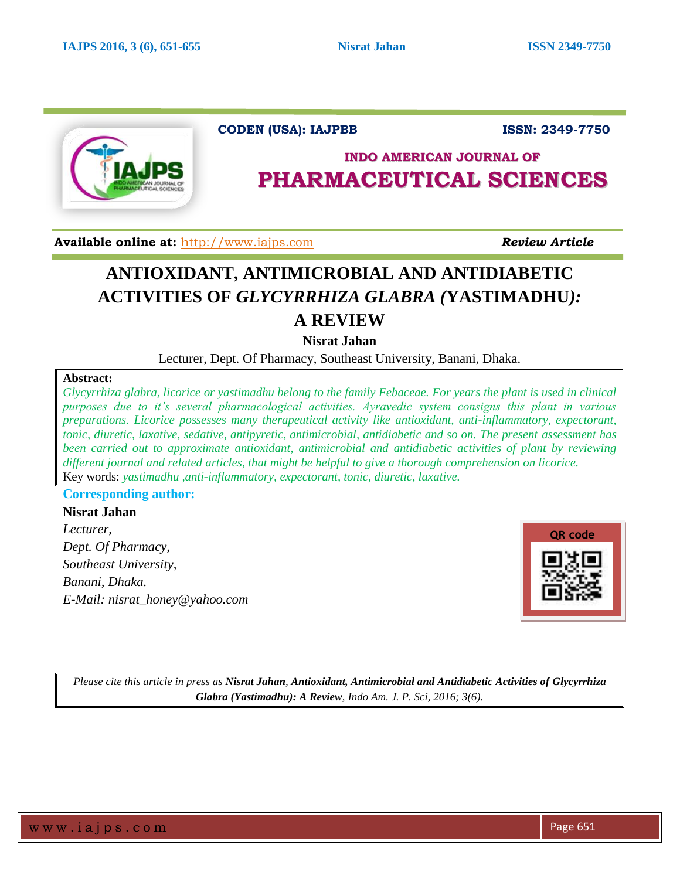CODEN (USA): IAJPBB | ISSN: 2349-7750

**INDO AMERICAN JOURNAL OF**

# PHARMACEUTICAL SCIENCES

**Available online at:** http://www.iajps.com **_Review Article_**

# ANTIOXIDANT, ANTIMICROBIAL AND ANTIDIABETIC ACTIVITIES OF *GLYCYRRHIZA GLABRA (*YASTIMADHU*)*: A REVIEW

**Nisrat Jahan**

Lecturer, Dept. Of Pharmacy, Southeast University, Banani, Dhaka.

**Abstract:**

*Glycyrrhiza glabra, licorice or yastimadhu belong to the family Febaceae. For years the plant is used in clinical purposes due to it's several pharmacological activities. Ayravedic system consigns this plant in various preparations. Licorice possesses many therapeutical activity like antioxidant, anti-inflammatory, expectorant, tonic, diuretic, laxative, sedative, antipyretic, antimicrobial, antidiabetic and so on. The present assessment has been carried out to approximate antioxidant, antimicrobial and antidiabetic activities of plant by reviewing different journal and related articles, that might be helpful to give a thorough comprehension on licorice.*

Key words: *yastimadhu ,anti-inflammatory, expectorant, tonic, diuretic, laxative.*

**Corresponding author:**

**Nisrat Jahan**

*Lecturer,*

*Dept. Of Pharmacy,*

*Southeast University,*

*Banani, Dhaka.*

*E-Mail: nisrat_honey@yahoo.com*

QR code

*Please cite this article in press as* ***Nisrat Jahan****,* ***Antioxidant, Antimicrobial and Antidiabetic Activities of Glycyrrhiza Glabra (Yastimadhu): A Review****, Indo Am. J. P. Sci, 2016; 3(6).*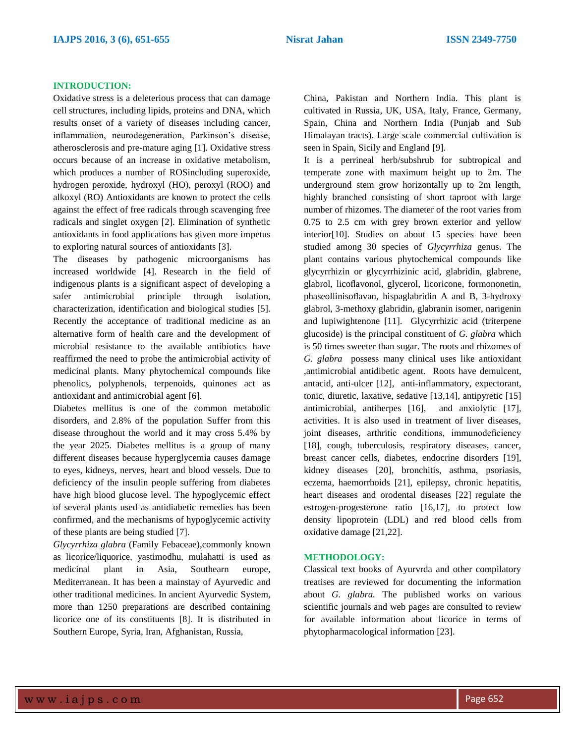## INTRODUCTION:

Oxidative stress is a deleterious process that can damage cell structures, including lipids, proteins and DNA, which results onset of a variety of diseases including cancer, inflammation, neurodegeneration, Parkinson's disease, atherosclerosis and pre-mature aging [1]. Oxidative stress occurs because of an increase in oxidative metabolism, which produces a number of ROSincluding superoxide, hydrogen peroxide, hydroxyl (HO), peroxyl (ROO) and alkoxyl (RO) Antioxidants are known to protect the cells against the effect of free radicals through scavenging free radicals and singlet oxygen [2]. Elimination of synthetic antioxidants in food applications has given more impetus to exploring natural sources of antioxidants [3].

The diseases by pathogenic microorganisms has increased worldwide [4]. Research in the field of indigenous plants is a significant aspect of developing a safer antimicrobial principle through isolation, characterization, identification and biological studies [5]. Recently the acceptance of traditional medicine as an alternative form of health care and the development of microbial resistance to the available antibiotics have reaffirmed the need to probe the antimicrobial activity of medicinal plants. Many phytochemical compounds like phenolics, polyphenols, terpenoids, quinones act as antioxidant and antimicrobial agent [6].

Diabetes mellitus is one of the common metabolic disorders, and 2.8% of the population Suffer from this disease throughout the world and it may cross 5.4% by the year 2025. Diabetes mellitus is a group of many different diseases because hyperglycemia causes damage to eyes, kidneys, nerves, heart and blood vessels. Due to deficiency of the insulin people suffering from diabetes have high blood glucose level. The hypoglycemic effect of several plants used as antidiabetic remedies has been confirmed, and the mechanisms of hypoglycemic activity of these plants are being studied [7].

*Glycyrrhiza glabra* (Family Febaceae),commonly known as licorice/liquorice, yastimodhu, mulahatti is used as medicinal plant in Asia, Southearn europe, Mediterranean. It has been a mainstay of Ayurvedic and other traditional medicines. In ancient Ayurvedic System, more than 1250 preparations are described containing licorice one of its constituents [8]. It is distributed in Southern Europe, Syria, Iran, Afghanistan, Russia, China, Pakistan and Northern India. This plant is cultivated in Russia, UK, USA, Italy, France, Germany, Spain, China and Northern India (Punjab and Sub Himalayan tracts). Large scale commercial cultivation is seen in Spain, Sicily and England [9].

It is a perrineal herb/subshrub for subtropical and temperate zone with maximum height up to 2m. The underground stem grow horizontally up to 2m length, highly branched consisting of short taproot with large number of rhizomes. The diameter of the root varies from 0.75 to 2.5 cm with grey brown exterior and yellow interior[10]. Studies on about 15 species have been studied among 30 species of *Glycyrrhiza* genus. The plant contains various phytochemical compounds like glycyrrhizin or glycyrrhizinic acid, glabridin, glabrene, glabrol, licoflavonol, glycerol, licoricone, formononetin, phaseollinisoflavan, hispaglabridin A and B, 3-hydroxy glabrol, 3-methoxy glabridin, glabranin isomer, narigenin and lupiwightenone [11]. Glycyrrhizic acid (triterpene glucoside) is the principal constituent of *G. glabra* which is 50 times sweeter than sugar. The roots and rhizomes of *G. glabra* possess many clinical uses like antioxidant ,antimicrobial antidibetic agent. Roots have demulcent, antacid, anti-ulcer [12], anti-inflammatory, expectorant, tonic, diuretic, laxative, sedative [13,14], antipyretic [15] antimicrobial, antiherpes [16], and anxiolytic [17], activities. It is also used in treatment of liver diseases, joint diseases, arthritic conditions, immunodeficiency [18], cough, tuberculosis, respiratory diseases, cancer, breast cancer cells, diabetes, endocrine disorders [19], kidney diseases [20], bronchitis, asthma, psoriasis, eczema, haemorrhoids [21], epilepsy, chronic hepatitis, heart diseases and orodental diseases [22] regulate the estrogen-progesterone ratio [16,17], to protect low density lipoprotein (LDL) and red blood cells from oxidative damage [21,22].

## METHODOLOGY:

Classical text books of Ayurvrda and other compilatory treatises are reviewed for documenting the information about *G. glabra.* The published works on various scientific journals and web pages are consulted to review for available information about licorice in terms of phytopharmacological information [23].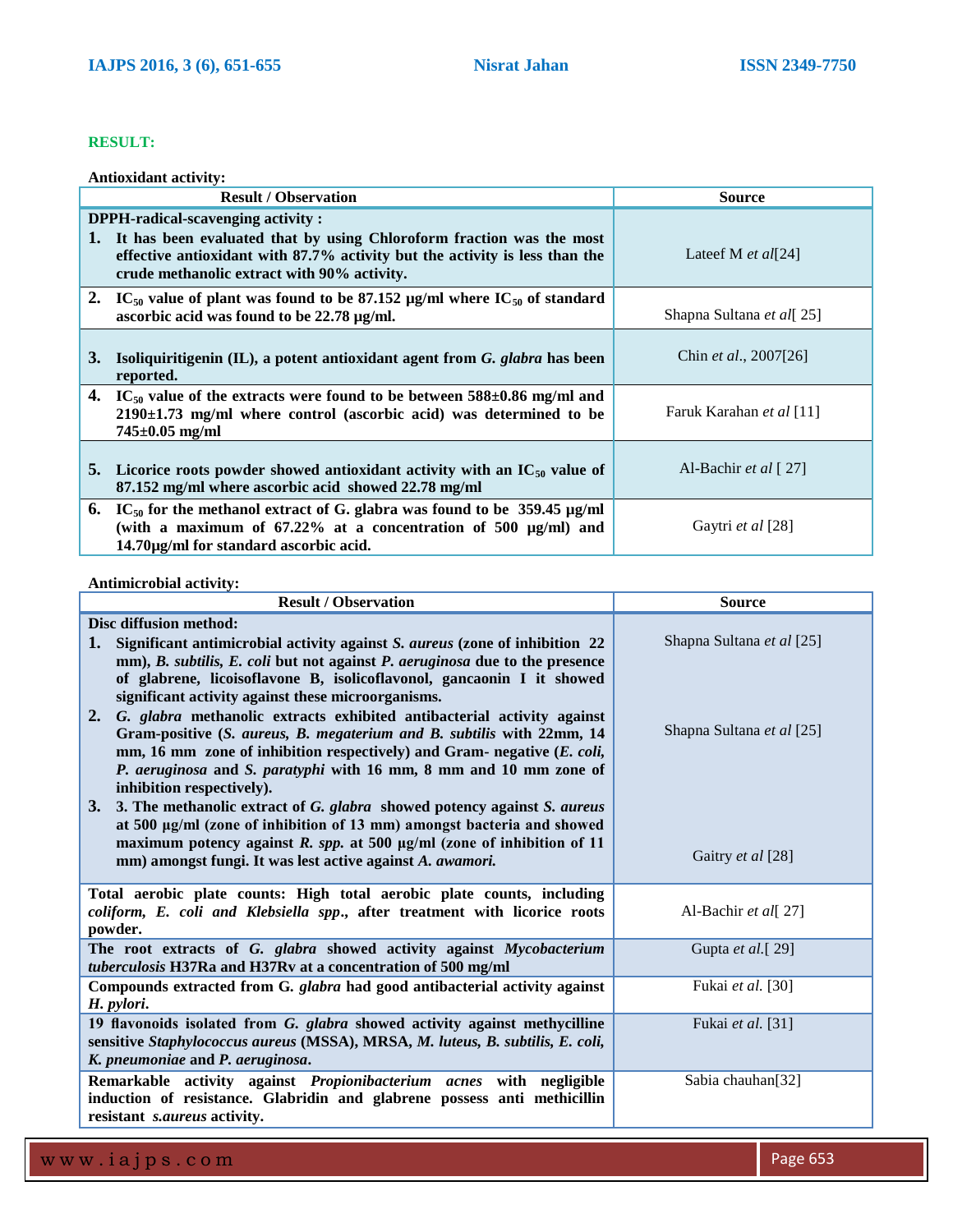## RESULT:

**Antioxidant activity:**

| Result / Observation | Source |
|---|---|
| **DPPH-radical-scavenging activity :** **1. It has been evaluated that by using Chloroform fraction was the most effective antioxidant with 87.7% activity but the activity is less than the crude methanolic extract with 90% activity.** | Lateef M *et al*[24] |
| **2. $IC_{50}$ value of plant was found to be 87.152 µg/ml where $IC_{50}$ of standard ascorbic acid was found to be 22.78 µg/ml.** | Shapna Sultana *et al*[ 25] |
| **3. Isoliquiritigenin (IL), a potent antioxidant agent from *G. glabra* has been reported.** | Chin *et al*., 2007[26] |
| **4. $IC_{50}$ value of the extracts were found to be between 588±0.86 mg/ml and 2190±1.73 mg/ml where control (ascorbic acid) was determined to be 745±0.05 mg/ml** | Faruk Karahan *et al* [11] |
| **5. Licorice roots powder showed antioxidant activity with an $IC_{50}$ value of 87.152 mg/ml where ascorbic acid showed 22.78 mg/ml** | Al-Bachir *et al* [ 27] |
| **6. $IC_{50}$ for the methanol extract of G. glabra was found to be 359.45 µg/ml (with a maximum of 67.22% at a concentration of 500 µg/ml) and 14.70µg/ml for standard ascorbic acid.** | Gaytri *et al* [28] |

**Antimicrobial activity:**

| Result / Observation | Source |
|---|---|
| **Disc diffusion method:** **1. Significant antimicrobial activity against *S. aureus* (zone of inhibition 22 mm), *B. subtilis, E. coli* but not against *P. aeruginosa* due to the presence of glabrene, licoisoflavone B, isolicoflavonol, gancaonin I it showed significant activity against these microorganisms.** | Shapna Sultana *et al* [25] |
| **2. *G. glabra* methanolic extracts exhibited antibacterial activity against Gram-positive (*S. aureus, B. megaterium and B. subtilis* with 22mm, 14 mm, 16 mm zone of inhibition respectively) and Gram- negative (*E. coli, P. aeruginosa* and *S. paratyphi* with 16 mm, 8 mm and 10 mm zone of inhibition respectively).** | Shapna Sultana *et al* [25] |
| **3. 3. The methanolic extract of *G. glabra* showed potency against *S. aureus* at 500 µg/ml (zone of inhibition of 13 mm) amongst bacteria and showed maximum potency against *R. spp.* at 500 µg/ml (zone of inhibition of 11 mm) amongst fungi. It was lest active against *A. awamori.*** | Gaitry *et al* [28] |
| **Total aerobic plate counts: High total aerobic plate counts, including *coliform, E. coli and Klebsiella spp*., after treatment with licorice roots powder.** | Al-Bachir *et al*[ 27] |
| **The root extracts of *G. glabra* showed activity against *Mycobacterium tuberculosis* H37Ra and H37Rv at a concentration of 500 mg/ml** | Gupta *et al*.[ 29] |
| **Compounds extracted from G. *glabra* had good antibacterial activity against *H. pylori*.** | Fukai *et al.* [30] |
| **19 flavonoids isolated from *G. glabra* showed activity against methycilline sensitive *Staphylococcus aureus* (MSSA), MRSA, *M. luteus, B. subtilis, E. coli, K. pneumoniae* and *P. aeruginosa*.** | Fukai *et al.* [31] |
| **Remarkable activity against *Propionibacterium acnes* with negligible induction of resistance. Glabridin and glabrene possess anti methicillin resistant *s.aureus* activity.** | Sabia chauhan[32] |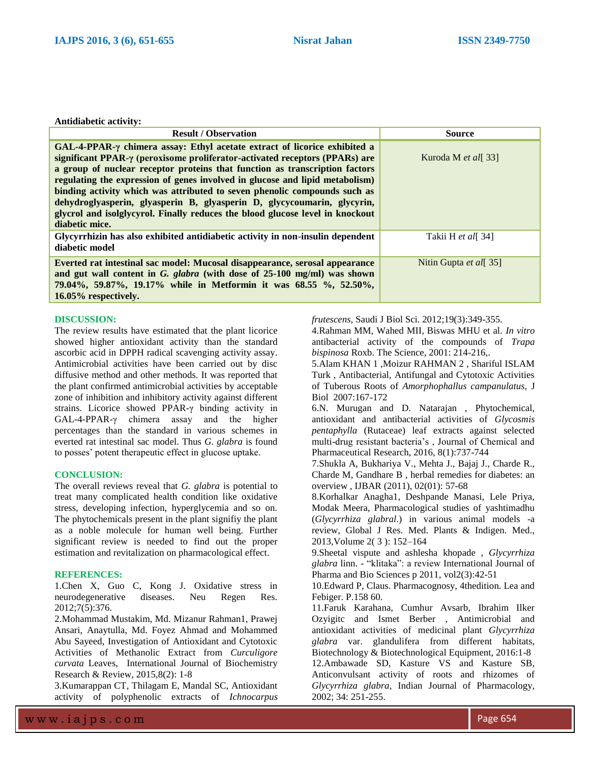**Antidiabetic activity:**

| Result / Observation | Source |
|---|---|
| **GAL-4-PPAR-γ chimera assay: Ethyl acetate extract of licorice exhibited a significant PPAR-γ (peroxisome proliferator-activated receptors (PPARs) are a group of nuclear receptor proteins that function as transcription factors regulating the expression of genes involved in glucose and lipid metabolism) binding activity which was attributed to seven phenolic compounds such as dehydroglyasperin, glyasperin B, glyasperin D, glycycoumarin, glycyrin, glycrol and isolglycyrol. Finally reduces the blood glucose level in knockout diabetic mice.** | Kuroda M *et al*[ 33] |
| **Glycyrrhizin has also exhibited antidiabetic activity in non-insulin dependent diabetic model** | Takii H *et al*[ 34] |
| **Everted rat intestinal sac model: Mucosal disappearance, serosal appearance and gut wall content in *G. glabra* (with dose of 25-100 mg/ml) was shown 79.04%, 59.87%, 19.17% while in Metformin it was 68.55 %, 52.50%, 16.05% respectively.** | Nitin Gupta *et al*[ 35] |

## DISCUSSION:

The review results have estimated that the plant licorice showed higher antioxidant activity than the standard ascorbic acid in DPPH radical scavenging activity assay. Antimicrobial activities have been carried out by disc diffusive method and other methods. It was reported that the plant confirmed antimicrobial activities by acceptable zone of inhibition and inhibitory activity against different strains. Licorice showed PPAR-γ binding activity in GAL-4-PPAR-γ chimera assay and the higher percentages than the standard in various schemes in everted rat intestinal sac model. Thus *G. glabra* is found to posses' potent therapeutic effect in glucose uptake.

## CONCLUSION:

The overall reviews reveal that *G. glabra* is potential to treat many complicated health condition like oxidative stress, developing infection, hyperglycemia and so on. The phytochemicals present in the plant signifiy the plant as a noble molecule for human well being. Further significant review is needed to find out the proper estimation and revitalization on pharmacological effect.

## REFERENCES:

1.Chen X, Guo C, Kong J. Oxidative stress in neurodegenerative diseases. Neu Regen Res. 2012;7(5):376.

2.Mohammad Mustakim, Md. Mizanur Rahman1, Prawej Ansari, Anaytulla, Md. Foyez Ahmad and Mohammed Abu Sayeed, Investigation of Antioxidant and Cytotoxic Activities of Methanolic Extract from *Curculigore curvata* Leaves, International Journal of Biochemistry Research & Review, 2015,8(2): 1-8

3.Kumarappan CT, Thilagam E, Mandal SC, Antioxidant activity of polyphenolic extracts of *Ichnocarpus frutescens*, Saudi J Biol Sci. 2012;19(3):349-355.

4.Rahman MM, Wahed MII, Biswas MHU et al. *In vitro* antibacterial activity of the compounds of *Trapa bispinosa* Roxb. The Science, 2001: 214-216,.

5.Alam KHAN 1 ,Moizur RAHMAN 2 , Shariful ISLAM Turk , Antibacterial, Antifungal and Cytotoxic Activities of Tuberous Roots of *Amorphophallus campanulatus*, J Biol 2007:167-172

6.N. Murugan and D. Natarajan , Phytochemical, antioxidant and antibacterial activities of *Glycosmis pentaphylla* (Rutaceae) leaf extracts against selected multi-drug resistant bacteria's , Journal of Chemical and Pharmaceutical Research, 2016, 8(1):737-744

7.Shukla A, Bukhariya V., Mehta J., Bajaj J., Charde R., Charde M, Gandhare B , herbal remedies for diabetes: an overview , IJBAR (2011), 02(01): 57-68

8.Korhalkar Anagha1, Deshpande Manasi, Lele Priya, Modak Meera, Pharmacological studies of yashtimadhu (*Glycyrrhiza glabral*.) in various animal models -a review, Global J Res. Med. Plants & Indigen. Med., 2013,Volume 2( 3 ): 152–164

9.Sheetal vispute and ashlesha khopade , *Glycyrrhiza glabra* linn. - "klitaka": a review International Journal of Pharma and Bio Sciences p 2011, vol2(3):42-51

10.Edward P, Claus. Pharmacognosy, 4thedition. Lea and Febiger. P.158 60.

11.Faruk Karahana, Cumhur Avsarb, Ibrahim Ilker Ozyigitc and Ismet Berber , Antimicrobial and antioxidant activities of medicinal plant *Glycyrrhiza glabra* var. glandulifera from different habitats, Biotechnology & Biotechnological Equipment, 2016:1-8

12.Ambawade SD, Kasture VS and Kasture SB, Anticonvulsant activity of roots and rhizomes of *Glycyrrhiza glabra*, Indian Journal of Pharmacology, 2002; 34: 251-255.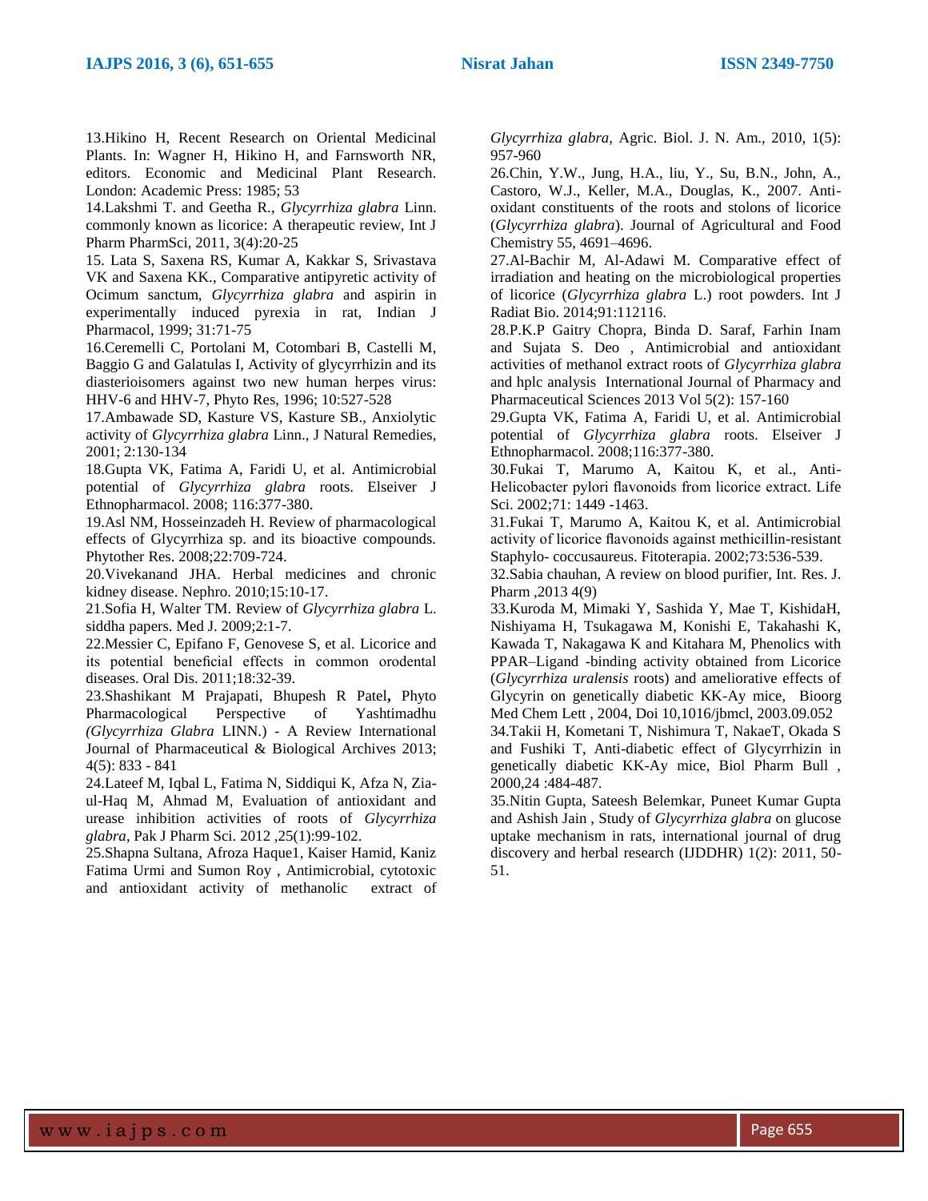13.Hikino H, Recent Research on Oriental Medicinal Plants. In: Wagner H, Hikino H, and Farnsworth NR, editors. Economic and Medicinal Plant Research. London: Academic Press: 1985; 53

14.Lakshmi T. and Geetha R., *Glycyrrhiza glabra* Linn. commonly known as licorice: A therapeutic review, Int J Pharm PharmSci, 2011, 3(4):20-25

15. Lata S, Saxena RS, Kumar A, Kakkar S, Srivastava VK and Saxena KK., Comparative antipyretic activity of Ocimum sanctum, *Glycyrrhiza glabra* and aspirin in experimentally induced pyrexia in rat, Indian J Pharmacol, 1999; 31:71-75

16.Ceremelli C, Portolani M, Cotombari B, Castelli M, Baggio G and Galatulas I, Activity of glycyrrhizin and its diasterioisomers against two new human herpes virus: HHV-6 and HHV-7, Phyto Res, 1996; 10:527-528

17.Ambawade SD, Kasture VS, Kasture SB., Anxiolytic activity of *Glycyrrhiza glabra* Linn., J Natural Remedies, 2001; 2:130-134

18.Gupta VK, Fatima A, Faridi U, et al. Antimicrobial potential of *Glycyrrhiza glabra* roots. Elseiver J Ethnopharmacol. 2008; 116:377-380.

19.Asl NM, Hosseinzadeh H. Review of pharmacological effects of Glycyrrhiza sp. and its bioactive compounds. Phytother Res. 2008;22:709-724.

20.Vivekanand JHA. Herbal medicines and chronic kidney disease. Nephro. 2010;15:10-17.

21.Sofia H, Walter TM. Review of *Glycyrrhiza glabra* L. siddha papers. Med J. 2009;2:1-7.

22.Messier C, Epifano F, Genovese S, et al. Licorice and its potential beneficial effects in common orodental diseases. Oral Dis. 2011;18:32-39.

23.Shashikant M Prajapati, Bhupesh R Patel, Phyto Pharmacological Perspective of Yashtimadhu *(Glycyrrhiza Glabra* LINN.) - A Review International Journal of Pharmaceutical & Biological Archives 2013; 4(5): 833 - 841

24.Lateef M, Iqbal L, Fatima N, Siddiqui K, Afza N, Zia-ul-Haq M, Ahmad M, Evaluation of antioxidant and urease inhibition activities of roots of *Glycyrrhiza glabra*, Pak J Pharm Sci. 2012 ,25(1):99-102.

25.Shapna Sultana, Afroza Haque1, Kaiser Hamid, Kaniz Fatima Urmi and Sumon Roy , Antimicrobial, cytotoxic and antioxidant activity of methanolic extract of *Glycyrrhiza glabra*, Agric. Biol. J. N. Am., 2010, 1(5): 957-960

26.Chin, Y.W., Jung, H.A., liu, Y., Su, B.N., John, A., Castoro, W.J., Keller, M.A., Douglas, K., 2007. Anti-oxidant constituents of the roots and stolons of licorice (*Glycyrrhiza glabra*). Journal of Agricultural and Food Chemistry 55, 4691–4696.

27.Al-Bachir M, Al-Adawi M. Comparative effect of irradiation and heating on the microbiological properties of licorice (*Glycyrrhiza glabra* L.) root powders. Int J Radiat Bio. 2014;91:112116.

28.P.K.P Gaitry Chopra, Binda D. Saraf, Farhin Inam and Sujata S. Deo , Antimicrobial and antioxidant activities of methanol extract roots of *Glycyrrhiza glabra* and hplc analysis International Journal of Pharmacy and Pharmaceutical Sciences 2013 Vol 5(2): 157-160

29.Gupta VK, Fatima A, Faridi U, et al. Antimicrobial potential of *Glycyrrhiza glabra* roots. Elseiver J Ethnopharmacol. 2008;116:377-380.

30.Fukai T, Marumo A, Kaitou K, et al., Anti-Helicobacter pylori flavonoids from licorice extract. Life Sci. 2002;71: 1449 -1463.

31.Fukai T, Marumo A, Kaitou K, et al. Antimicrobial activity of licorice flavonoids against methicillin-resistant Staphylo- coccusaureus. Fitoterapia. 2002;73:536-539.

32.Sabia chauhan, A review on blood purifier, Int. Res. J. Pharm ,2013 4(9)

33.Kuroda M, Mimaki Y, Sashida Y, Mae T, KishidaH, Nishiyama H, Tsukagawa M, Konishi E, Takahashi K, Kawada T, Nakagawa K and Kitahara M, Phenolics with PPAR–Ligand -binding activity obtained from Licorice (*Glycyrrhiza uralensis* roots) and ameliorative effects of Glycyrin on genetically diabetic KK-Ay mice, Bioorg Med Chem Lett , 2004, Doi 10,1016/jbmcl, 2003.09.052

34.Takii H, Kometani T, Nishimura T, NakaeT, Okada S and Fushiki T, Anti-diabetic effect of Glycyrrhizin in genetically diabetic KK-Ay mice, Biol Pharm Bull , 2000,24 :484-487.

35.Nitin Gupta, Sateesh Belemkar, Puneet Kumar Gupta and Ashish Jain , Study of *Glycyrrhiza glabra* on glucose uptake mechanism in rats, international journal of drug discovery and herbal research (IJDDHR) 1(2): 2011, 50-51.